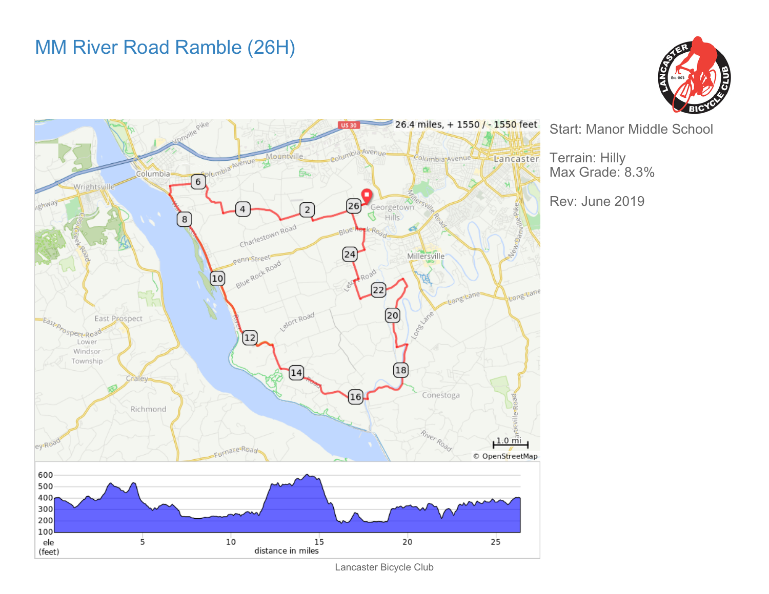# MM River Road Ramble (26H)

26.4 miles, + 1550 / - 1550 feet

Start: Manor Middle School

Terrain: Hilly
Max Grade: 8.3%

Rev: June 2019

Lancaster Bicycle Club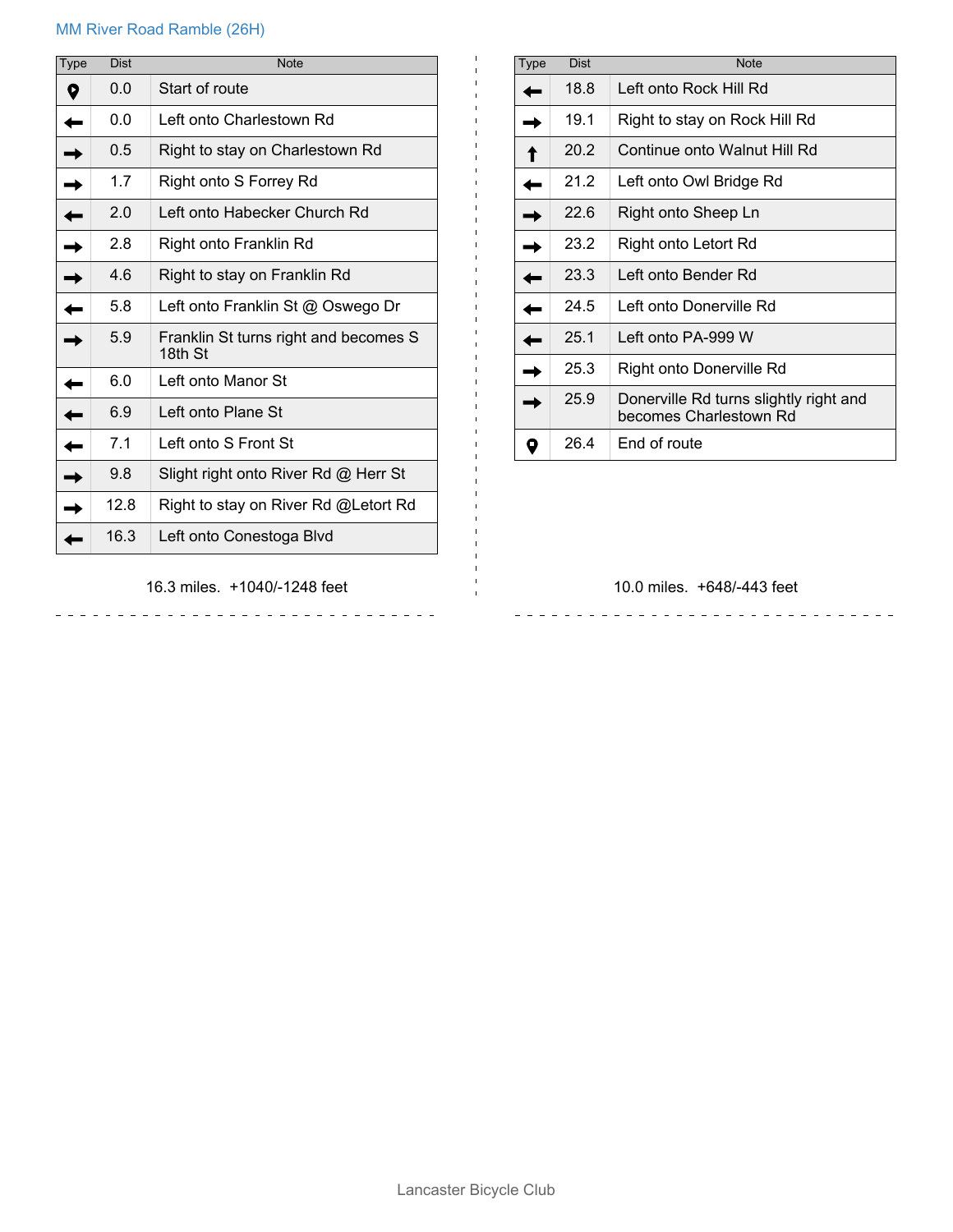MM River Road Ramble (26H)

| Type | Dist | Note |
|---|---|---|
| ⚲ | 0.0 | Start of route |
| ← | 0.0 | Left onto Charlestown Rd |
| → | 0.5 | Right to stay on Charlestown Rd |
| → | 1.7 | Right onto S Forrey Rd |
| ← | 2.0 | Left onto Habecker Church Rd |
| → | 2.8 | Right onto Franklin Rd |
| → | 4.6 | Right to stay on Franklin Rd |
| ← | 5.8 | Left onto Franklin St @ Oswego Dr |
| → | 5.9 | Franklin St turns right and becomes S 18th St |
| ← | 6.0 | Left onto Manor St |
| ← | 6.9 | Left onto Plane St |
| ← | 7.1 | Left onto S Front St |
| → | 9.8 | Slight right onto River Rd @ Herr St |
| → | 12.8 | Right to stay on River Rd @Letort Rd |
| ← | 16.3 | Left onto Conestoga Blvd |

16.3 miles. +1040/-1248 feet

| Type | Dist | Note |
|---|---|---|
| ← | 18.8 | Left onto Rock Hill Rd |
| → | 19.1 | Right to stay on Rock Hill Rd |
| ↑ | 20.2 | Continue onto Walnut Hill Rd |
| ← | 21.2 | Left onto Owl Bridge Rd |
| → | 22.6 | Right onto Sheep Ln |
| → | 23.2 | Right onto Letort Rd |
| ← | 23.3 | Left onto Bender Rd |
| ← | 24.5 | Left onto Donerville Rd |
| ← | 25.1 | Left onto PA-999 W |
| → | 25.3 | Right onto Donerville Rd |
| → | 25.9 | Donerville Rd turns slightly right and becomes Charlestown Rd |
| ⚲ | 26.4 | End of route |

10.0 miles. +648/-443 feet

Lancaster Bicycle Club